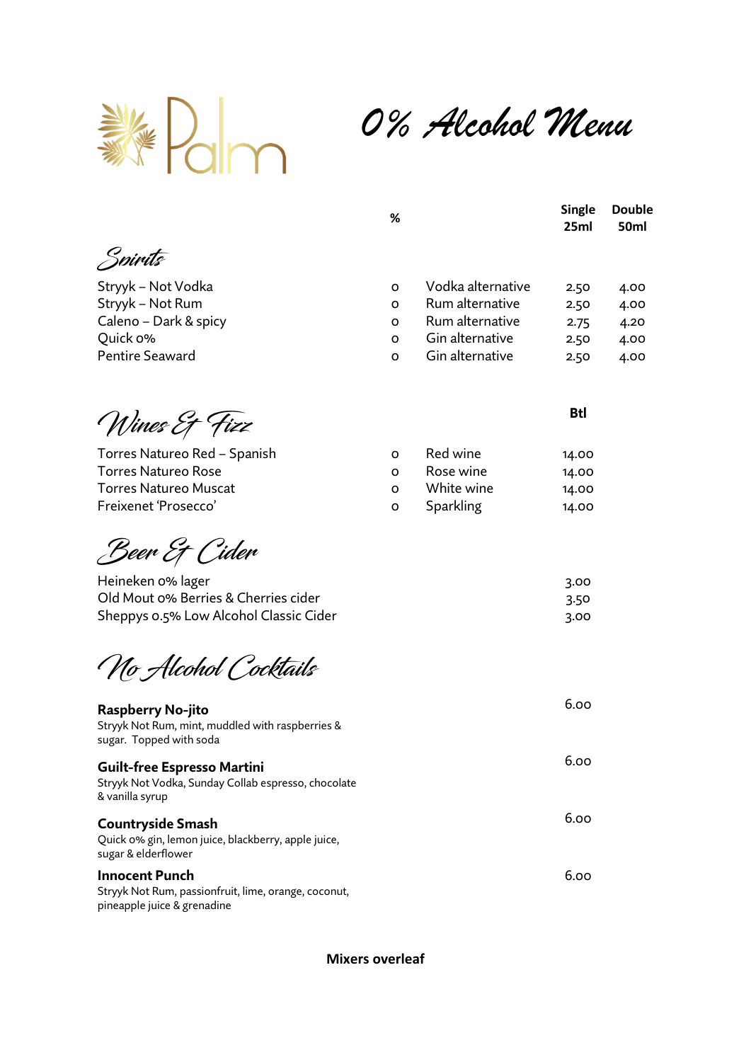Palm

# 0% Alcohol Menu

## Spirits

| | % | | Single 25ml | Double 50ml |
|---|---|---|---|---|
| Stryyk – Not Vodka | 0 | Vodka alternative | 2.50 | 4.00 |
| Stryyk – Not Rum | 0 | Rum alternative | 2.50 | 4.00 |
| Caleno – Dark & spicy | 0 | Rum alternative | 2.75 | 4.20 |
| Quick 0% | 0 | Gin alternative | 2.50 | 4.00 |
| Pentire Seaward | 0 | Gin alternative | 2.50 | 4.00 |

## Wines & Fizz

| | % | | Btl |
|---|---|---|---|
| Torres Natureo Red – Spanish | 0 | Red wine | 14.00 |
| Torres Natureo Rose | 0 | Rose wine | 14.00 |
| Torres Natureo Muscat | 0 | White wine | 14.00 |
| Freixenet 'Prosecco' | 0 | Sparkling | 14.00 |

## Beer & Cider

| | |
|---|---|
| Heineken 0% lager | 3.00 |
| Old Mout 0% Berries & Cherries cider | 3.50 |
| Sheppys 0.5% Low Alcohol Classic Cider | 3.00 |

## No Alcohol Cocktails

**Raspberry No-jito** — 6.00
Stryyk Not Rum, mint, muddled with raspberries & sugar. Topped with soda

**Guilt-free Espresso Martini** — 6.00
Stryyk Not Vodka, Sunday Collab espresso, chocolate & vanilla syrup

**Countryside Smash** — 6.00
Quick 0% gin, lemon juice, blackberry, apple juice, sugar & elderflower

**Innocent Punch** — 6.00
Stryyk Not Rum, passionfruit, lime, orange, coconut, pineapple juice & grenadine

**Mixers overleaf**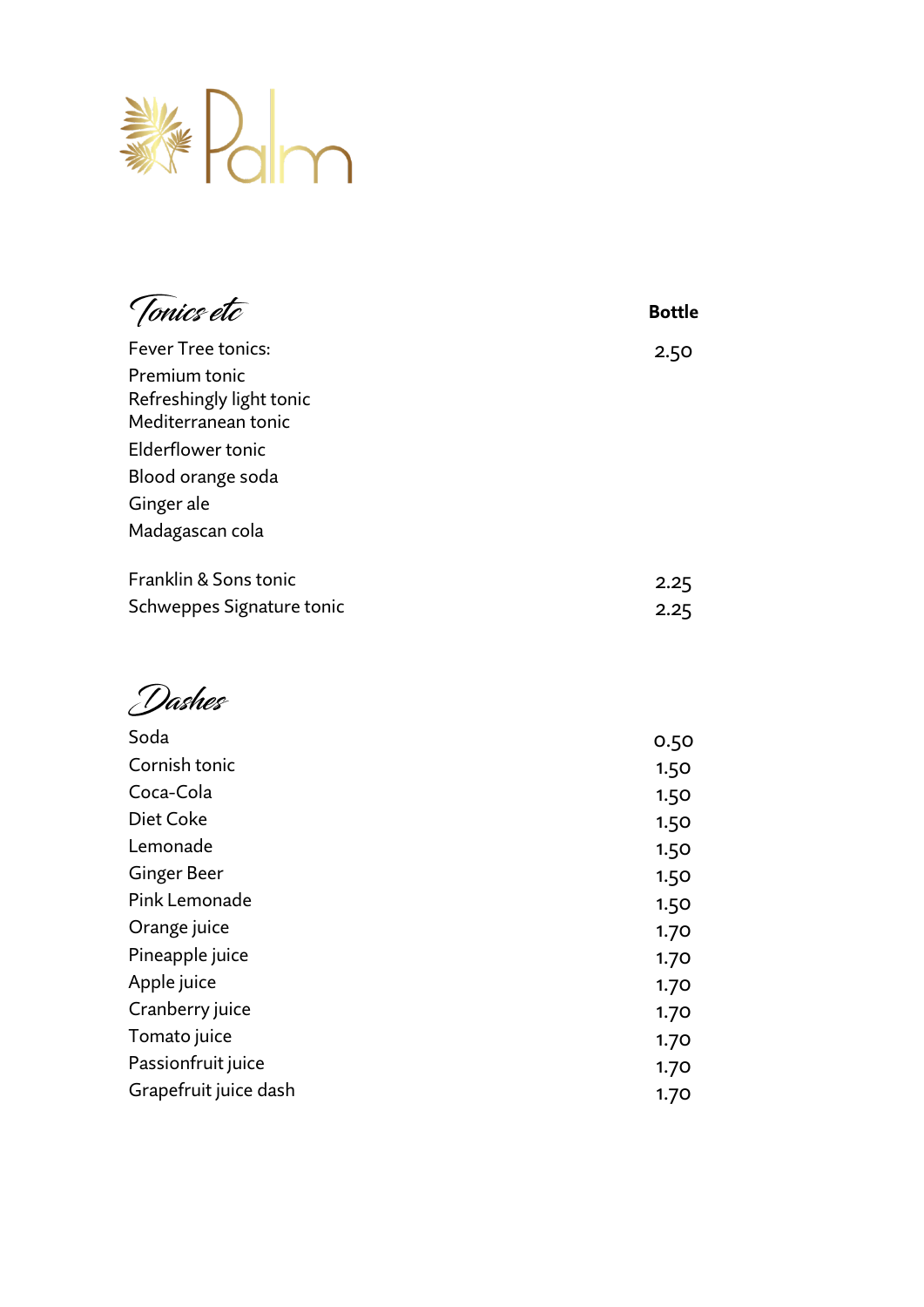# Palm

## Tonics etc

| | Bottle |
|---|---|
| Fever Tree tonics: | 2.50 |
| Premium tonic | |
| Refreshingly light tonic | |
| Mediterranean tonic | |
| Elderflower tonic | |
| Blood orange soda | |
| Ginger ale | |
| Madagascan cola | |
| Franklin & Sons tonic | 2.25 |
| Schweppes Signature tonic | 2.25 |

## Dashes

| | |
|---|---|
| Soda | 0.50 |
| Cornish tonic | 1.50 |
| Coca-Cola | 1.50 |
| Diet Coke | 1.50 |
| Lemonade | 1.50 |
| Ginger Beer | 1.50 |
| Pink Lemonade | 1.50 |
| Orange juice | 1.70 |
| Pineapple juice | 1.70 |
| Apple juice | 1.70 |
| Cranberry juice | 1.70 |
| Tomato juice | 1.70 |
| Passionfruit juice | 1.70 |
| Grapefruit juice dash | 1.70 |